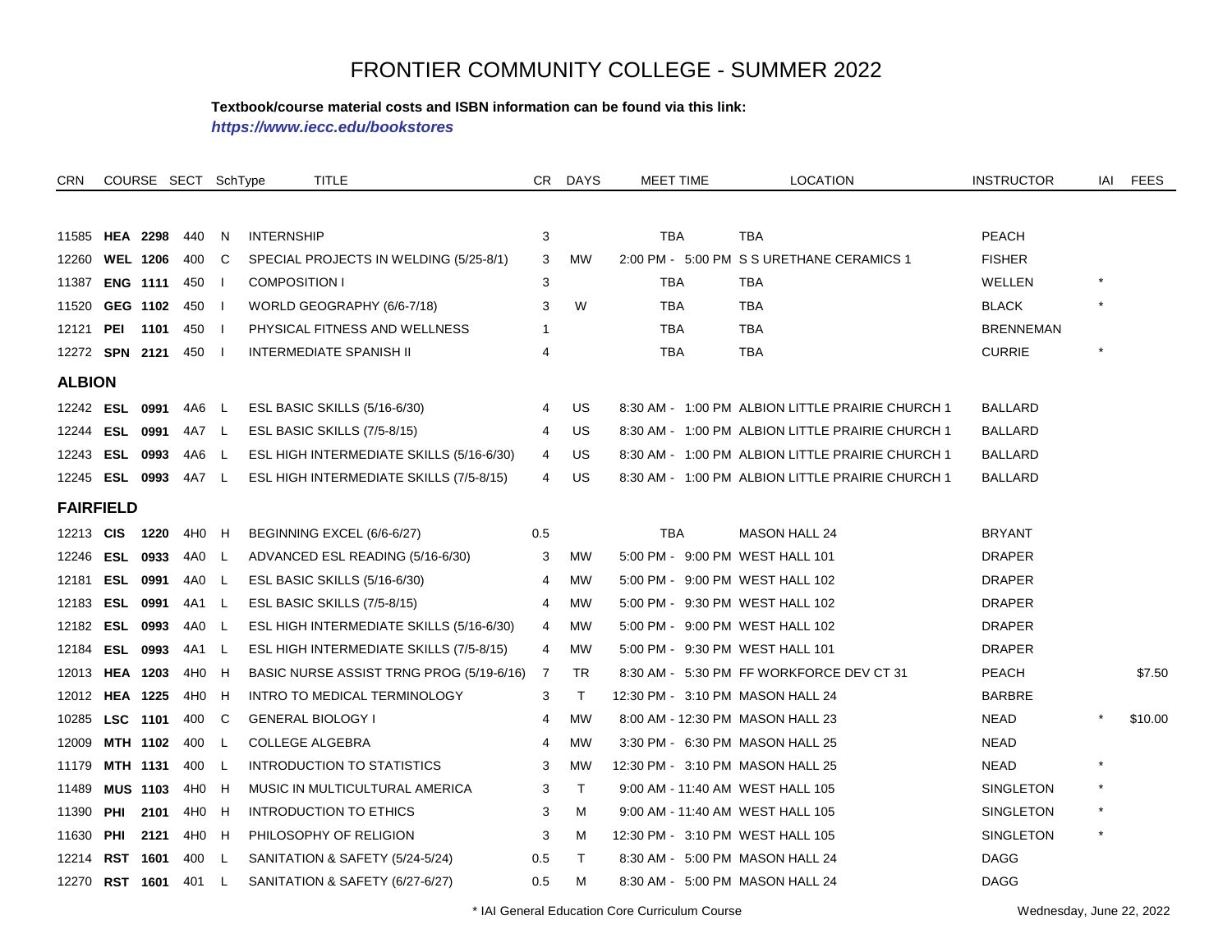# FRONTIER COMMUNITY COLLEGE - SUMMER 2022

**Textbook/course material costs and ISBN information can be found via this link:**

***https://www.iecc.edu/bookstores***

| CRN | COURSE | | SECT | SchType | TITLE | CR | DAYS | MEET TIME | LOCATION | INSTRUCTOR | IAI | FEES |
|---|---|---|---|---|---|---|---|---|---|---|---|---|
| 11585 | **HEA** | **2298** | 440 | N | INTERNSHIP | 3 | | TBA | TBA | PEACH | | |
| 12260 | **WEL** | **1206** | 400 | C | SPECIAL PROJECTS IN WELDING (5/25-8/1) | 3 | MW | 2:00 PM - 5:00 PM | S S URETHANE CERAMICS 1 | FISHER | | |
| 11387 | **ENG** | **1111** | 450 | I | COMPOSITION I | 3 | | TBA | TBA | WELLEN | * | |
| 11520 | **GEG** | **1102** | 450 | I | WORLD GEOGRAPHY (6/6-7/18) | 3 | W | TBA | TBA | BLACK | * | |
| 12121 | **PEI** | **1101** | 450 | I | PHYSICAL FITNESS AND WELLNESS | 1 | | TBA | TBA | BRENNEMAN | | |
| 12272 | **SPN** | **2121** | 450 | I | INTERMEDIATE SPANISH II | 4 | | TBA | TBA | CURRIE | * | |
| **ALBION** | | | | | | | | | | | | |
| 12242 | **ESL** | **0991** | 4A6 | L | ESL BASIC SKILLS (5/16-6/30) | 4 | US | 8:30 AM - 1:00 PM | ALBION LITTLE PRAIRIE CHURCH 1 | BALLARD | | |
| 12244 | **ESL** | **0991** | 4A7 | L | ESL BASIC SKILLS (7/5-8/15) | 4 | US | 8:30 AM - 1:00 PM | ALBION LITTLE PRAIRIE CHURCH 1 | BALLARD | | |
| 12243 | **ESL** | **0993** | 4A6 | L | ESL HIGH INTERMEDIATE SKILLS (5/16-6/30) | 4 | US | 8:30 AM - 1:00 PM | ALBION LITTLE PRAIRIE CHURCH 1 | BALLARD | | |
| 12245 | **ESL** | **0993** | 4A7 | L | ESL HIGH INTERMEDIATE SKILLS (7/5-8/15) | 4 | US | 8:30 AM - 1:00 PM | ALBION LITTLE PRAIRIE CHURCH 1 | BALLARD | | |
| **FAIRFIELD** | | | | | | | | | | | | |
| 12213 | **CIS** | **1220** | 4H0 | H | BEGINNING EXCEL (6/6-6/27) | 0.5 | | TBA | MASON HALL 24 | BRYANT | | |
| 12246 | **ESL** | **0933** | 4A0 | L | ADVANCED ESL READING (5/16-6/30) | 3 | MW | 5:00 PM - 9:00 PM | WEST HALL 101 | DRAPER | | |
| 12181 | **ESL** | **0991** | 4A0 | L | ESL BASIC SKILLS (5/16-6/30) | 4 | MW | 5:00 PM - 9:00 PM | WEST HALL 102 | DRAPER | | |
| 12183 | **ESL** | **0991** | 4A1 | L | ESL BASIC SKILLS (7/5-8/15) | 4 | MW | 5:00 PM - 9:30 PM | WEST HALL 102 | DRAPER | | |
| 12182 | **ESL** | **0993** | 4A0 | L | ESL HIGH INTERMEDIATE SKILLS (5/16-6/30) | 4 | MW | 5:00 PM - 9:00 PM | WEST HALL 102 | DRAPER | | |
| 12184 | **ESL** | **0993** | 4A1 | L | ESL HIGH INTERMEDIATE SKILLS (7/5-8/15) | 4 | MW | 5:00 PM - 9:30 PM | WEST HALL 101 | DRAPER | | |
| 12013 | **HEA** | **1203** | 4H0 | H | BASIC NURSE ASSIST TRNG PROG (5/19-6/16) | 7 | TR | 8:30 AM - 5:30 PM | FF WORKFORCE DEV CT 31 | PEACH | | $7.50 |
| 12012 | **HEA** | **1225** | 4H0 | H | INTRO TO MEDICAL TERMINOLOGY | 3 | T | 12:30 PM - 3:10 PM | MASON HALL 24 | BARBRE | | |
| 10285 | **LSC** | **1101** | 400 | C | GENERAL BIOLOGY I | 4 | MW | 8:00 AM - 12:30 PM | MASON HALL 23 | NEAD | * | $10.00 |
| 12009 | **MTH** | **1102** | 400 | L | COLLEGE ALGEBRA | 4 | MW | 3:30 PM - 6:30 PM | MASON HALL 25 | NEAD | | |
| 11179 | **MTH** | **1131** | 400 | L | INTRODUCTION TO STATISTICS | 3 | MW | 12:30 PM - 3:10 PM | MASON HALL 25 | NEAD | * | |
| 11489 | **MUS** | **1103** | 4H0 | H | MUSIC IN MULTICULTURAL AMERICA | 3 | T | 9:00 AM - 11:40 AM | WEST HALL 105 | SINGLETON | * | |
| 11390 | **PHI** | **2101** | 4H0 | H | INTRODUCTION TO ETHICS | 3 | M | 9:00 AM - 11:40 AM | WEST HALL 105 | SINGLETON | * | |
| 11630 | **PHI** | **2121** | 4H0 | H | PHILOSOPHY OF RELIGION | 3 | M | 12:30 PM - 3:10 PM | WEST HALL 105 | SINGLETON | * | |
| 12214 | **RST** | **1601** | 400 | L | SANITATION & SAFETY (5/24-5/24) | 0.5 | T | 8:30 AM - 5:00 PM | MASON HALL 24 | DAGG | | |
| 12270 | **RST** | **1601** | 401 | L | SANITATION & SAFETY (6/27-6/27) | 0.5 | M | 8:30 AM - 5:00 PM | MASON HALL 24 | DAGG | | |

\* IAI General Education Core Curriculum Course

Wednesday, June 22, 2022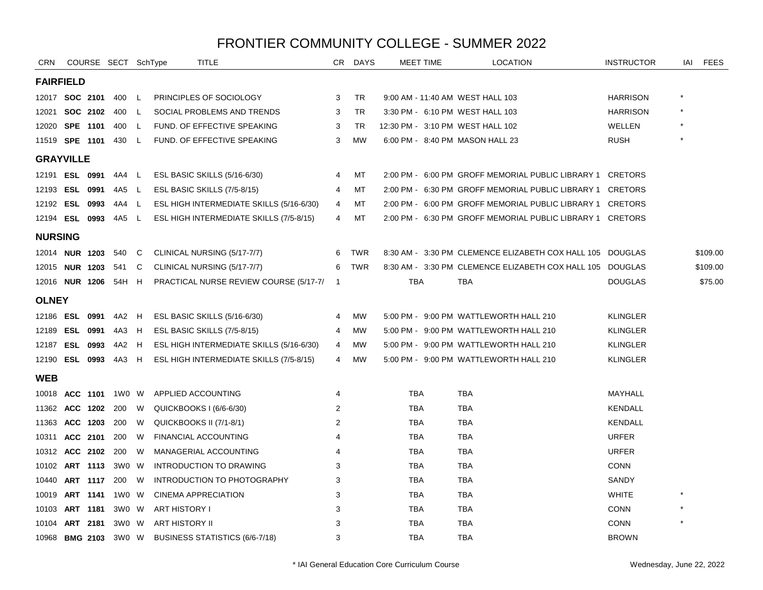# FRONTIER COMMUNITY COLLEGE - SUMMER 2022

| CRN | COURSE | SECT | SchType | TITLE | CR | DAYS | MEET TIME | LOCATION | INSTRUCTOR | IAI | FEES |
|---|---|---|---|---|---|---|---|---|---|---|---|
| **FAIRFIELD** | | | | | | | | | | | |
| 12017 | **SOC 2101** | 400 | L | PRINCIPLES OF SOCIOLOGY | 3 | TR | 9:00 AM - 11:40 AM | WEST HALL 103 | HARRISON | * | |
| 12021 | **SOC 2102** | 400 | L | SOCIAL PROBLEMS AND TRENDS | 3 | TR | 3:30 PM - 6:10 PM | WEST HALL 103 | HARRISON | * | |
| 12020 | **SPE 1101** | 400 | L | FUND. OF EFFECTIVE SPEAKING | 3 | TR | 12:30 PM - 3:10 PM | WEST HALL 102 | WELLEN | * | |
| 11519 | **SPE 1101** | 430 | L | FUND. OF EFFECTIVE SPEAKING | 3 | MW | 6:00 PM - 8:40 PM | MASON HALL 23 | RUSH | * | |
| **GRAYVILLE** | | | | | | | | | | | |
| 12191 | **ESL 0991** | 4A4 | L | ESL BASIC SKILLS (5/16-6/30) | 4 | MT | 2:00 PM - 6:00 PM | GROFF MEMORIAL PUBLIC LIBRARY 1 | CRETORS | | |
| 12193 | **ESL 0991** | 4A5 | L | ESL BASIC SKILLS (7/5-8/15) | 4 | MT | 2:00 PM - 6:30 PM | GROFF MEMORIAL PUBLIC LIBRARY 1 | CRETORS | | |
| 12192 | **ESL 0993** | 4A4 | L | ESL HIGH INTERMEDIATE SKILLS (5/16-6/30) | 4 | MT | 2:00 PM - 6:00 PM | GROFF MEMORIAL PUBLIC LIBRARY 1 | CRETORS | | |
| 12194 | **ESL 0993** | 4A5 | L | ESL HIGH INTERMEDIATE SKILLS (7/5-8/15) | 4 | MT | 2:00 PM - 6:30 PM | GROFF MEMORIAL PUBLIC LIBRARY 1 | CRETORS | | |
| **NURSING** | | | | | | | | | | | |
| 12014 | **NUR 1203** | 540 | C | CLINICAL NURSING (5/17-7/7) | 6 | TWR | 8:30 AM - 3:30 PM | CLEMENCE ELIZABETH COX HALL 105 | DOUGLAS | | $109.00 |
| 12015 | **NUR 1203** | 541 | C | CLINICAL NURSING (5/17-7/7) | 6 | TWR | 8:30 AM - 3:30 PM | CLEMENCE ELIZABETH COX HALL 105 | DOUGLAS | | $109.00 |
| 12016 | **NUR 1206** | 54H | H | PRACTICAL NURSE REVIEW COURSE (5/17-7/ | 1 | | TBA | TBA | DOUGLAS | | $75.00 |
| **OLNEY** | | | | | | | | | | | |
| 12186 | **ESL 0991** | 4A2 | H | ESL BASIC SKILLS (5/16-6/30) | 4 | MW | 5:00 PM - 9:00 PM | WATTLEWORTH HALL 210 | KLINGLER | | |
| 12189 | **ESL 0991** | 4A3 | H | ESL BASIC SKILLS (7/5-8/15) | 4 | MW | 5:00 PM - 9:00 PM | WATTLEWORTH HALL 210 | KLINGLER | | |
| 12187 | **ESL 0993** | 4A2 | H | ESL HIGH INTERMEDIATE SKILLS (5/16-6/30) | 4 | MW | 5:00 PM - 9:00 PM | WATTLEWORTH HALL 210 | KLINGLER | | |
| 12190 | **ESL 0993** | 4A3 | H | ESL HIGH INTERMEDIATE SKILLS (7/5-8/15) | 4 | MW | 5:00 PM - 9:00 PM | WATTLEWORTH HALL 210 | KLINGLER | | |
| **WEB** | | | | | | | | | | | |
| 10018 | **ACC 1101** | 1W0 | W | APPLIED ACCOUNTING | 4 | | TBA | TBA | MAYHALL | | |
| 11362 | **ACC 1202** | 200 | W | QUICKBOOKS I (6/6-6/30) | 2 | | TBA | TBA | KENDALL | | |
| 11363 | **ACC 1203** | 200 | W | QUICKBOOKS II (7/1-8/1) | 2 | | TBA | TBA | KENDALL | | |
| 10311 | **ACC 2101** | 200 | W | FINANCIAL ACCOUNTING | 4 | | TBA | TBA | URFER | | |
| 10312 | **ACC 2102** | 200 | W | MANAGERIAL ACCOUNTING | 4 | | TBA | TBA | URFER | | |
| 10102 | **ART 1113** | 3W0 | W | INTRODUCTION TO DRAWING | 3 | | TBA | TBA | CONN | | |
| 10440 | **ART 1117** | 200 | W | INTRODUCTION TO PHOTOGRAPHY | 3 | | TBA | TBA | SANDY | | |
| 10019 | **ART 1141** | 1W0 | W | CINEMA APPRECIATION | 3 | | TBA | TBA | WHITE | * | |
| 10103 | **ART 1181** | 3W0 | W | ART HISTORY I | 3 | | TBA | TBA | CONN | * | |
| 10104 | **ART 2181** | 3W0 | W | ART HISTORY II | 3 | | TBA | TBA | CONN | * | |
| 10968 | **BMG 2103** | 3W0 | W | BUSINESS STATISTICS (6/6-7/18) | 3 | | TBA | TBA | BROWN | | |

\* IAI General Education Core Curriculum Course

Wednesday, June 22, 2022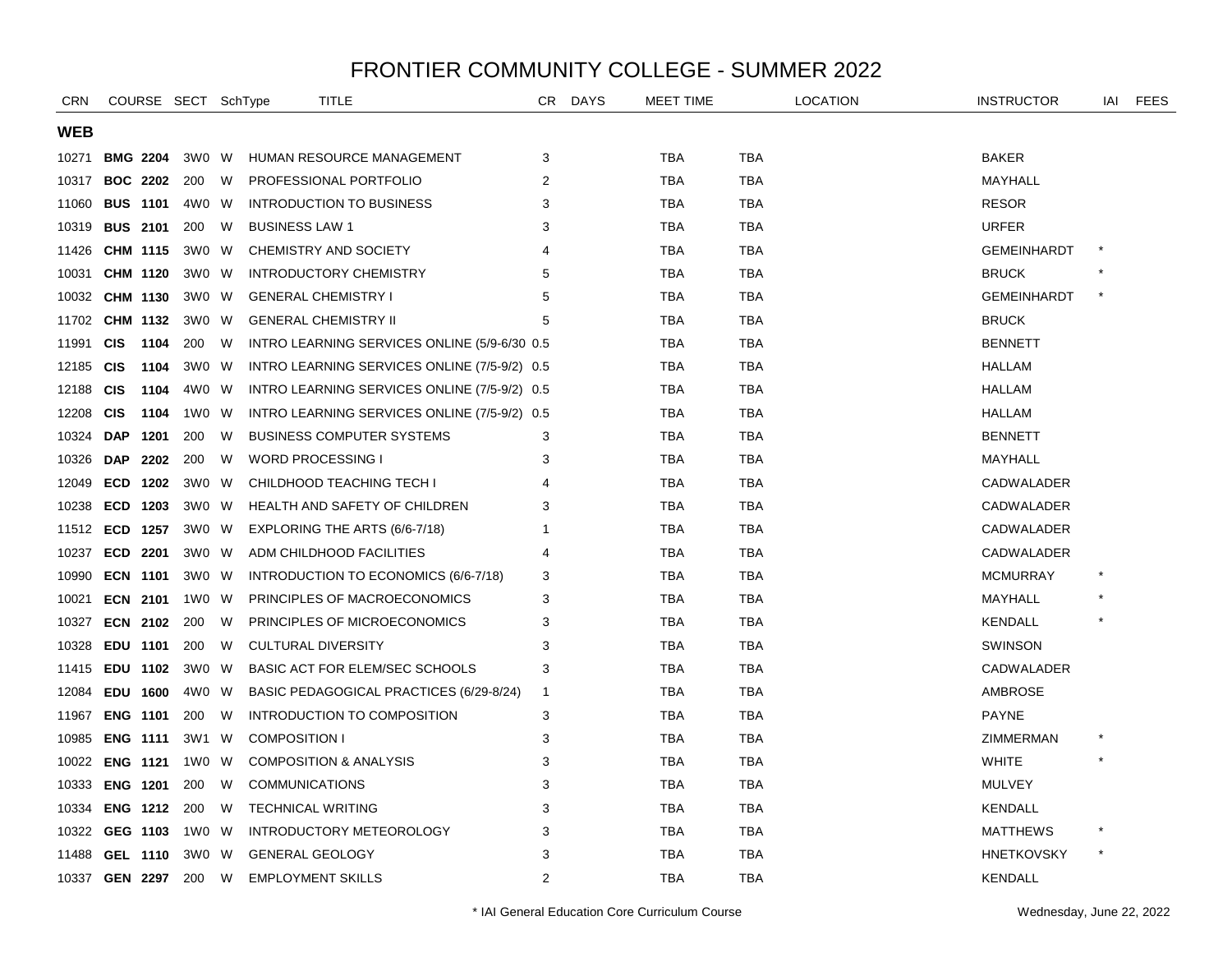# FRONTIER COMMUNITY COLLEGE - SUMMER 2022

| CRN | COURSE | SECT | SchType | TITLE | CR | DAYS | MEET TIME | LOCATION | INSTRUCTOR | IAI | FEES |
|---|---|---|---|---|---|---|---|---|---|---|---|
| **WEB** | | | | | | | | | | | |
| 10271 | **BMG 2204** | 3W0 | W | HUMAN RESOURCE MANAGEMENT | 3 | | TBA | TBA | BAKER | | |
| 10317 | **BOC 2202** | 200 | W | PROFESSIONAL PORTFOLIO | 2 | | TBA | TBA | MAYHALL | | |
| 11060 | **BUS 1101** | 4W0 | W | INTRODUCTION TO BUSINESS | 3 | | TBA | TBA | RESOR | | |
| 10319 | **BUS 2101** | 200 | W | BUSINESS LAW 1 | 3 | | TBA | TBA | URFER | | |
| 11426 | **CHM 1115** | 3W0 | W | CHEMISTRY AND SOCIETY | 4 | | TBA | TBA | GEMEINHARDT | * | |
| 10031 | **CHM 1120** | 3W0 | W | INTRODUCTORY CHEMISTRY | 5 | | TBA | TBA | BRUCK | * | |
| 10032 | **CHM 1130** | 3W0 | W | GENERAL CHEMISTRY I | 5 | | TBA | TBA | GEMEINHARDT | * | |
| 11702 | **CHM 1132** | 3W0 | W | GENERAL CHEMISTRY II | 5 | | TBA | TBA | BRUCK | | |
| 11991 | **CIS 1104** | 200 | W | INTRO LEARNING SERVICES ONLINE (5/9-6/30 | 0.5 | | TBA | TBA | BENNETT | | |
| 12185 | **CIS 1104** | 3W0 | W | INTRO LEARNING SERVICES ONLINE (7/5-9/2) | 0.5 | | TBA | TBA | HALLAM | | |
| 12188 | **CIS 1104** | 4W0 | W | INTRO LEARNING SERVICES ONLINE (7/5-9/2) | 0.5 | | TBA | TBA | HALLAM | | |
| 12208 | **CIS 1104** | 1W0 | W | INTRO LEARNING SERVICES ONLINE (7/5-9/2) | 0.5 | | TBA | TBA | HALLAM | | |
| 10324 | **DAP 1201** | 200 | W | BUSINESS COMPUTER SYSTEMS | 3 | | TBA | TBA | BENNETT | | |
| 10326 | **DAP 2202** | 200 | W | WORD PROCESSING I | 3 | | TBA | TBA | MAYHALL | | |
| 12049 | **ECD 1202** | 3W0 | W | CHILDHOOD TEACHING TECH I | 4 | | TBA | TBA | CADWALADER | | |
| 10238 | **ECD 1203** | 3W0 | W | HEALTH AND SAFETY OF CHILDREN | 3 | | TBA | TBA | CADWALADER | | |
| 11512 | **ECD 1257** | 3W0 | W | EXPLORING THE ARTS (6/6-7/18) | 1 | | TBA | TBA | CADWALADER | | |
| 10237 | **ECD 2201** | 3W0 | W | ADM CHILDHOOD FACILITIES | 4 | | TBA | TBA | CADWALADER | | |
| 10990 | **ECN 1101** | 3W0 | W | INTRODUCTION TO ECONOMICS (6/6-7/18) | 3 | | TBA | TBA | MCMURRAY | * | |
| 10021 | **ECN 2101** | 1W0 | W | PRINCIPLES OF MACROECONOMICS | 3 | | TBA | TBA | MAYHALL | * | |
| 10327 | **ECN 2102** | 200 | W | PRINCIPLES OF MICROECONOMICS | 3 | | TBA | TBA | KENDALL | * | |
| 10328 | **EDU 1101** | 200 | W | CULTURAL DIVERSITY | 3 | | TBA | TBA | SWINSON | | |
| 11415 | **EDU 1102** | 3W0 | W | BASIC ACT FOR ELEM/SEC SCHOOLS | 3 | | TBA | TBA | CADWALADER | | |
| 12084 | **EDU 1600** | 4W0 | W | BASIC PEDAGOGICAL PRACTICES (6/29-8/24) | 1 | | TBA | TBA | AMBROSE | | |
| 11967 | **ENG 1101** | 200 | W | INTRODUCTION TO COMPOSITION | 3 | | TBA | TBA | PAYNE | | |
| 10985 | **ENG 1111** | 3W1 | W | COMPOSITION I | 3 | | TBA | TBA | ZIMMERMAN | * | |
| 10022 | **ENG 1121** | 1W0 | W | COMPOSITION & ANALYSIS | 3 | | TBA | TBA | WHITE | * | |
| 10333 | **ENG 1201** | 200 | W | COMMUNICATIONS | 3 | | TBA | TBA | MULVEY | | |
| 10334 | **ENG 1212** | 200 | W | TECHNICAL WRITING | 3 | | TBA | TBA | KENDALL | | |
| 10322 | **GEG 1103** | 1W0 | W | INTRODUCTORY METEOROLOGY | 3 | | TBA | TBA | MATTHEWS | * | |
| 11488 | **GEL 1110** | 3W0 | W | GENERAL GEOLOGY | 3 | | TBA | TBA | HNETKOVSKY | * | |
| 10337 | **GEN 2297** | 200 | W | EMPLOYMENT SKILLS | 2 | | TBA | TBA | KENDALL | | |

\* IAI General Education Core Curriculum Course

Wednesday, June 22, 2022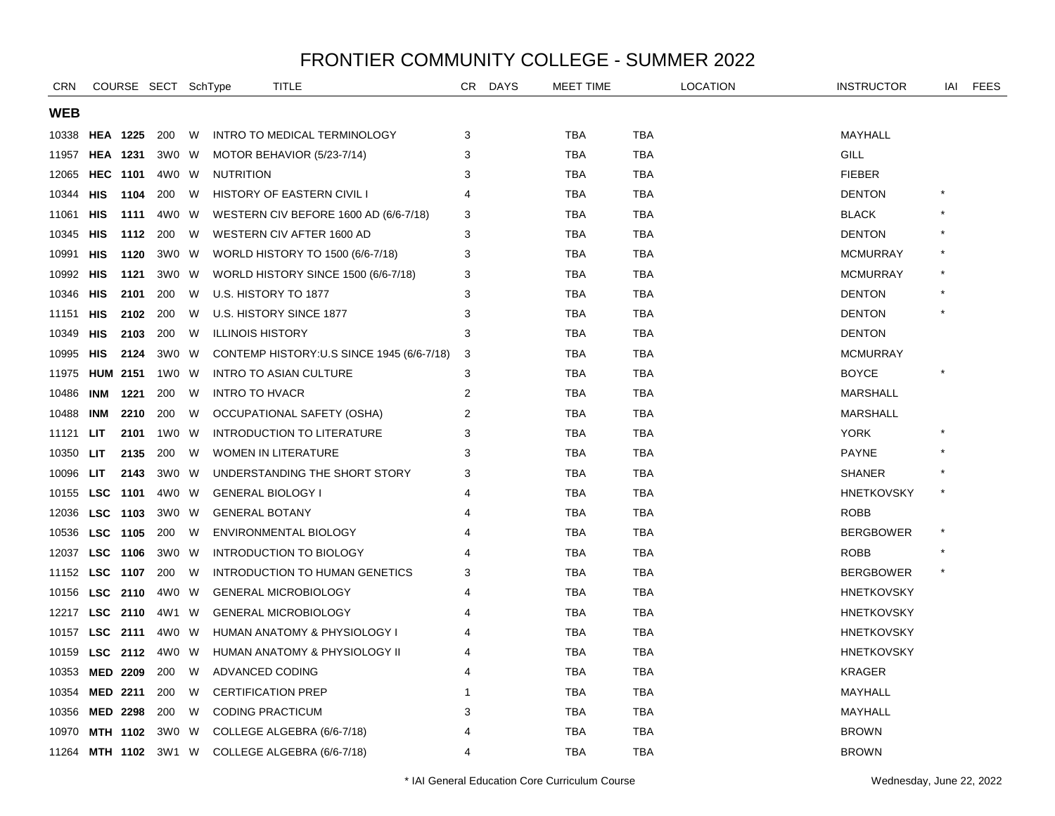# FRONTIER COMMUNITY COLLEGE - SUMMER 2022

| CRN | COURSE | | SECT | SchType | TITLE | CR | DAYS | MEET TIME | LOCATION | INSTRUCTOR | IAI | FEES |
|---|---|---|---|---|---|---|---|---|---|---|---|---|
| **WEB** | | | | | | | | | | | | |
| 10338 | **HEA** | **1225** | 200 | W | INTRO TO MEDICAL TERMINOLOGY | 3 | | TBA | TBA | MAYHALL | | |
| 11957 | **HEA** | **1231** | 3W0 | W | MOTOR BEHAVIOR (5/23-7/14) | 3 | | TBA | TBA | GILL | | |
| 12065 | **HEC** | **1101** | 4W0 | W | NUTRITION | 3 | | TBA | TBA | FIEBER | | |
| 10344 | **HIS** | **1104** | 200 | W | HISTORY OF EASTERN CIVIL I | 4 | | TBA | TBA | DENTON | * | |
| 11061 | **HIS** | **1111** | 4W0 | W | WESTERN CIV BEFORE 1600 AD (6/6-7/18) | 3 | | TBA | TBA | BLACK | * | |
| 10345 | **HIS** | **1112** | 200 | W | WESTERN CIV AFTER 1600 AD | 3 | | TBA | TBA | DENTON | * | |
| 10991 | **HIS** | **1120** | 3W0 | W | WORLD HISTORY TO 1500 (6/6-7/18) | 3 | | TBA | TBA | MCMURRAY | * | |
| 10992 | **HIS** | **1121** | 3W0 | W | WORLD HISTORY SINCE 1500 (6/6-7/18) | 3 | | TBA | TBA | MCMURRAY | * | |
| 10346 | **HIS** | **2101** | 200 | W | U.S. HISTORY TO 1877 | 3 | | TBA | TBA | DENTON | * | |
| 11151 | **HIS** | **2102** | 200 | W | U.S. HISTORY SINCE 1877 | 3 | | TBA | TBA | DENTON | * | |
| 10349 | **HIS** | **2103** | 200 | W | ILLINOIS HISTORY | 3 | | TBA | TBA | DENTON | | |
| 10995 | **HIS** | **2124** | 3W0 | W | CONTEMP HISTORY:U.S SINCE 1945 (6/6-7/18) | 3 | | TBA | TBA | MCMURRAY | | |
| 11975 | **HUM** | **2151** | 1W0 | W | INTRO TO ASIAN CULTURE | 3 | | TBA | TBA | BOYCE | * | |
| 10486 | **INM** | **1221** | 200 | W | INTRO TO HVACR | 2 | | TBA | TBA | MARSHALL | | |
| 10488 | **INM** | **2210** | 200 | W | OCCUPATIONAL SAFETY (OSHA) | 2 | | TBA | TBA | MARSHALL | | |
| 11121 | **LIT** | **2101** | 1W0 | W | INTRODUCTION TO LITERATURE | 3 | | TBA | TBA | YORK | * | |
| 10350 | **LIT** | **2135** | 200 | W | WOMEN IN LITERATURE | 3 | | TBA | TBA | PAYNE | * | |
| 10096 | **LIT** | **2143** | 3W0 | W | UNDERSTANDING THE SHORT STORY | 3 | | TBA | TBA | SHANER | * | |
| 10155 | **LSC** | **1101** | 4W0 | W | GENERAL BIOLOGY I | 4 | | TBA | TBA | HNETKOVSKY | * | |
| 12036 | **LSC** | **1103** | 3W0 | W | GENERAL BOTANY | 4 | | TBA | TBA | ROBB | | |
| 10536 | **LSC** | **1105** | 200 | W | ENVIRONMENTAL BIOLOGY | 4 | | TBA | TBA | BERGBOWER | * | |
| 12037 | **LSC** | **1106** | 3W0 | W | INTRODUCTION TO BIOLOGY | 4 | | TBA | TBA | ROBB | * | |
| 11152 | **LSC** | **1107** | 200 | W | INTRODUCTION TO HUMAN GENETICS | 3 | | TBA | TBA | BERGBOWER | * | |
| 10156 | **LSC** | **2110** | 4W0 | W | GENERAL MICROBIOLOGY | 4 | | TBA | TBA | HNETKOVSKY | | |
| 12217 | **LSC** | **2110** | 4W1 | W | GENERAL MICROBIOLOGY | 4 | | TBA | TBA | HNETKOVSKY | | |
| 10157 | **LSC** | **2111** | 4W0 | W | HUMAN ANATOMY & PHYSIOLOGY I | 4 | | TBA | TBA | HNETKOVSKY | | |
| 10159 | **LSC** | **2112** | 4W0 | W | HUMAN ANATOMY & PHYSIOLOGY II | 4 | | TBA | TBA | HNETKOVSKY | | |
| 10353 | **MED** | **2209** | 200 | W | ADVANCED CODING | 4 | | TBA | TBA | KRAGER | | |
| 10354 | **MED** | **2211** | 200 | W | CERTIFICATION PREP | 1 | | TBA | TBA | MAYHALL | | |
| 10356 | **MED** | **2298** | 200 | W | CODING PRACTICUM | 3 | | TBA | TBA | MAYHALL | | |
| 10970 | **MTH** | **1102** | 3W0 | W | COLLEGE ALGEBRA (6/6-7/18) | 4 | | TBA | TBA | BROWN | | |
| 11264 | **MTH** | **1102** | 3W1 | W | COLLEGE ALGEBRA (6/6-7/18) | 4 | | TBA | TBA | BROWN | | |

\* IAI General Education Core Curriculum Course

Wednesday, June 22, 2022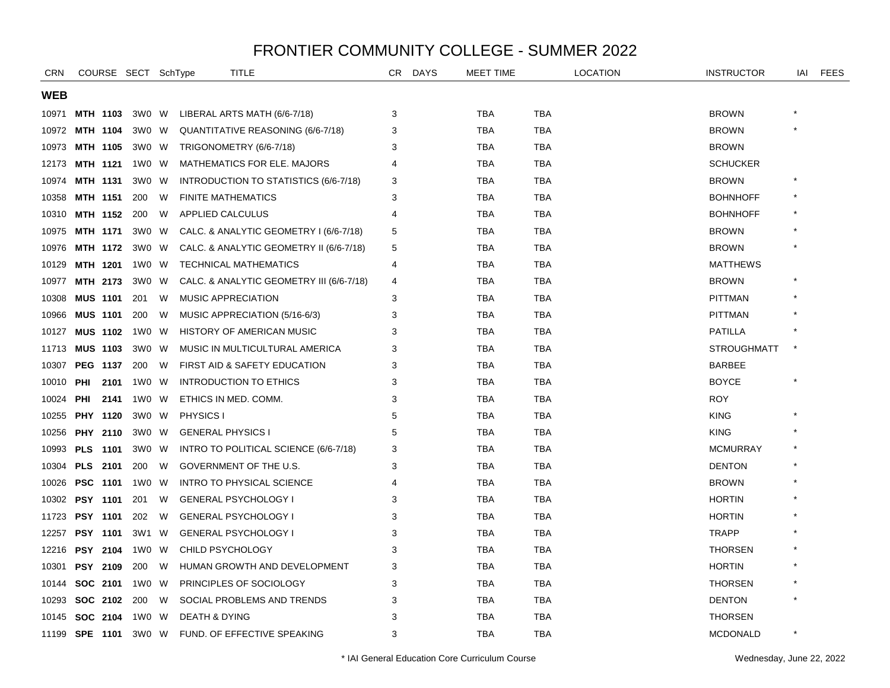# FRONTIER COMMUNITY COLLEGE - SUMMER 2022

| CRN | COURSE | | SECT | SchType | TITLE | CR | DAYS | MEET TIME | LOCATION | INSTRUCTOR | IAI | FEES |
|---|---|---|---|---|---|---|---|---|---|---|---|---|
| **WEB** | | | | | | | | | | | | |
| 10971 | **MTH** | **1103** | 3W0 | W | LIBERAL ARTS MATH (6/6-7/18) | 3 | | TBA | TBA | BROWN | * | |
| 10972 | **MTH** | **1104** | 3W0 | W | QUANTITATIVE REASONING (6/6-7/18) | 3 | | TBA | TBA | BROWN | * | |
| 10973 | **MTH** | **1105** | 3W0 | W | TRIGONOMETRY (6/6-7/18) | 3 | | TBA | TBA | BROWN | | |
| 12173 | **MTH** | **1121** | 1W0 | W | MATHEMATICS FOR ELE. MAJORS | 4 | | TBA | TBA | SCHUCKER | | |
| 10974 | **MTH** | **1131** | 3W0 | W | INTRODUCTION TO STATISTICS (6/6-7/18) | 3 | | TBA | TBA | BROWN | * | |
| 10358 | **MTH** | **1151** | 200 | W | FINITE MATHEMATICS | 3 | | TBA | TBA | BOHNHOFF | * | |
| 10310 | **MTH** | **1152** | 200 | W | APPLIED CALCULUS | 4 | | TBA | TBA | BOHNHOFF | * | |
| 10975 | **MTH** | **1171** | 3W0 | W | CALC. & ANALYTIC GEOMETRY I (6/6-7/18) | 5 | | TBA | TBA | BROWN | * | |
| 10976 | **MTH** | **1172** | 3W0 | W | CALC. & ANALYTIC GEOMETRY II (6/6-7/18) | 5 | | TBA | TBA | BROWN | * | |
| 10129 | **MTH** | **1201** | 1W0 | W | TECHNICAL MATHEMATICS | 4 | | TBA | TBA | MATTHEWS | | |
| 10977 | **MTH** | **2173** | 3W0 | W | CALC. & ANALYTIC GEOMETRY III (6/6-7/18) | 4 | | TBA | TBA | BROWN | * | |
| 10308 | **MUS** | **1101** | 201 | W | MUSIC APPRECIATION | 3 | | TBA | TBA | PITTMAN | * | |
| 10966 | **MUS** | **1101** | 200 | W | MUSIC APPRECIATION (5/16-6/3) | 3 | | TBA | TBA | PITTMAN | * | |
| 10127 | **MUS** | **1102** | 1W0 | W | HISTORY OF AMERICAN MUSIC | 3 | | TBA | TBA | PATILLA | * | |
| 11713 | **MUS** | **1103** | 3W0 | W | MUSIC IN MULTICULTURAL AMERICA | 3 | | TBA | TBA | STROUGHMATT | * | |
| 10307 | **PEG** | **1137** | 200 | W | FIRST AID & SAFETY EDUCATION | 3 | | TBA | TBA | BARBEE | | |
| 10010 | **PHI** | **2101** | 1W0 | W | INTRODUCTION TO ETHICS | 3 | | TBA | TBA | BOYCE | * | |
| 10024 | **PHI** | **2141** | 1W0 | W | ETHICS IN MED. COMM. | 3 | | TBA | TBA | ROY | | |
| 10255 | **PHY** | **1120** | 3W0 | W | PHYSICS I | 5 | | TBA | TBA | KING | * | |
| 10256 | **PHY** | **2110** | 3W0 | W | GENERAL PHYSICS I | 5 | | TBA | TBA | KING | * | |
| 10993 | **PLS** | **1101** | 3W0 | W | INTRO TO POLITICAL SCIENCE (6/6-7/18) | 3 | | TBA | TBA | MCMURRAY | * | |
| 10304 | **PLS** | **2101** | 200 | W | GOVERNMENT OF THE U.S. | 3 | | TBA | TBA | DENTON | * | |
| 10026 | **PSC** | **1101** | 1W0 | W | INTRO TO PHYSICAL SCIENCE | 4 | | TBA | TBA | BROWN | * | |
| 10302 | **PSY** | **1101** | 201 | W | GENERAL PSYCHOLOGY I | 3 | | TBA | TBA | HORTIN | * | |
| 11723 | **PSY** | **1101** | 202 | W | GENERAL PSYCHOLOGY I | 3 | | TBA | TBA | HORTIN | * | |
| 12257 | **PSY** | **1101** | 3W1 | W | GENERAL PSYCHOLOGY I | 3 | | TBA | TBA | TRAPP | * | |
| 12216 | **PSY** | **2104** | 1W0 | W | CHILD PSYCHOLOGY | 3 | | TBA | TBA | THORSEN | * | |
| 10301 | **PSY** | **2109** | 200 | W | HUMAN GROWTH AND DEVELOPMENT | 3 | | TBA | TBA | HORTIN | * | |
| 10144 | **SOC** | **2101** | 1W0 | W | PRINCIPLES OF SOCIOLOGY | 3 | | TBA | TBA | THORSEN | * | |
| 10293 | **SOC** | **2102** | 200 | W | SOCIAL PROBLEMS AND TRENDS | 3 | | TBA | TBA | DENTON | * | |
| 10145 | **SOC** | **2104** | 1W0 | W | DEATH & DYING | 3 | | TBA | TBA | THORSEN | | |
| 11199 | **SPE** | **1101** | 3W0 | W | FUND. OF EFFECTIVE SPEAKING | 3 | | TBA | TBA | MCDONALD | * | |

\* IAI General Education Core Curriculum Course

Wednesday, June 22, 2022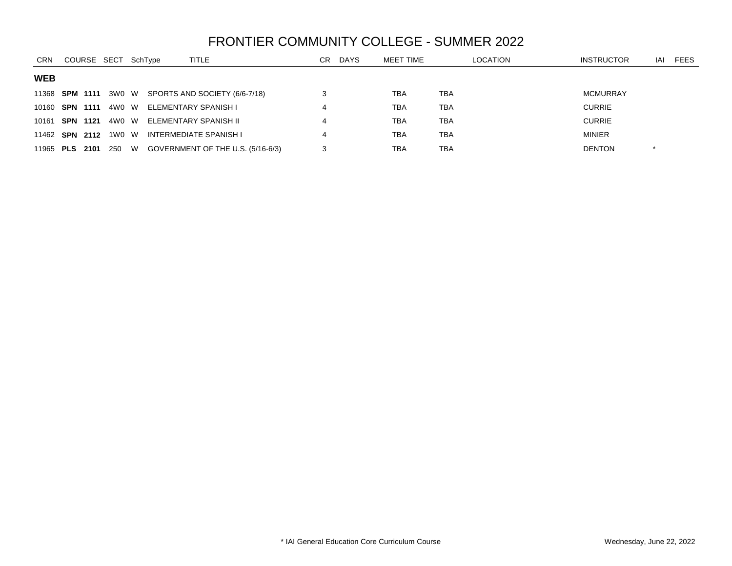# FRONTIER COMMUNITY COLLEGE - SUMMER 2022

| CRN | COURSE | | SECT | SchType | TITLE | CR | DAYS | MEET TIME | LOCATION | INSTRUCTOR | IAI | FEES |
|---|---|---|---|---|---|---|---|---|---|---|---|---|
| **WEB** | | | | | | | | | | | | |
| 11368 | **SPM** | **1111** | 3W0 | W | SPORTS AND SOCIETY (6/6-7/18) | 3 | | TBA | TBA | MCMURRAY | | |
| 10160 | **SPN** | **1111** | 4W0 | W | ELEMENTARY SPANISH I | 4 | | TBA | TBA | CURRIE | | |
| 10161 | **SPN** | **1121** | 4W0 | W | ELEMENTARY SPANISH II | 4 | | TBA | TBA | CURRIE | | |
| 11462 | **SPN** | **2112** | 1W0 | W | INTERMEDIATE SPANISH I | 4 | | TBA | TBA | MINIER | | |
| 11965 | **PLS** | **2101** | 250 | W | GOVERNMENT OF THE U.S. (5/16-6/3) | 3 | | TBA | TBA | DENTON | * | |

* IAI General Education Core Curriculum Course

Wednesday, June 22, 2022